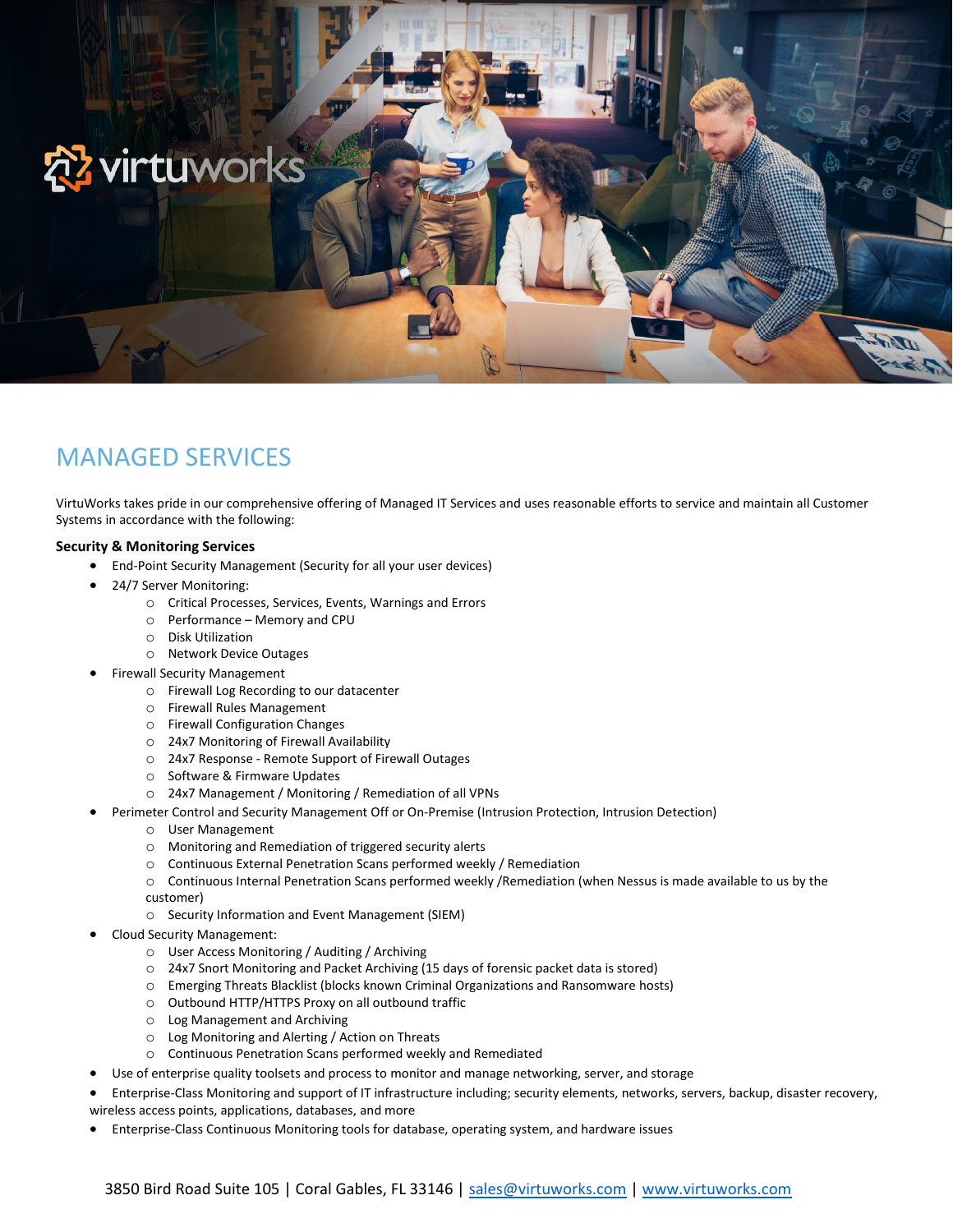# MANAGED SERVICES

VirtuWorks takes pride in our comprehensive offering of Managed IT Services and uses reasonable efforts to service and maintain all Customer Systems in accordance with the following:

**Security & Monitoring Services**

- End-Point Security Management (Security for all your user devices)
- 24/7 Server Monitoring:
  - Critical Processes, Services, Events, Warnings and Errors
  - Performance – Memory and CPU
  - Disk Utilization
  - Network Device Outages
- Firewall Security Management
  - Firewall Log Recording to our datacenter
  - Firewall Rules Management
  - Firewall Configuration Changes
  - 24x7 Monitoring of Firewall Availability
  - 24x7 Response - Remote Support of Firewall Outages
  - Software & Firmware Updates
  - 24x7 Management / Monitoring / Remediation of all VPNs
- Perimeter Control and Security Management Off or On-Premise (Intrusion Protection, Intrusion Detection)
  - User Management
  - Monitoring and Remediation of triggered security alerts
  - Continuous External Penetration Scans performed weekly / Remediation
  - Continuous Internal Penetration Scans performed weekly /Remediation (when Nessus is made available to us by the customer)
  - Security Information and Event Management (SIEM)
- Cloud Security Management:
  - User Access Monitoring / Auditing / Archiving
  - 24x7 Snort Monitoring and Packet Archiving (15 days of forensic packet data is stored)
  - Emerging Threats Blacklist (blocks known Criminal Organizations and Ransomware hosts)
  - Outbound HTTP/HTTPS Proxy on all outbound traffic
  - Log Management and Archiving
  - Log Monitoring and Alerting / Action on Threats
  - Continuous Penetration Scans performed weekly and Remediated
- Use of enterprise quality toolsets and process to monitor and manage networking, server, and storage
- Enterprise-Class Monitoring and support of IT infrastructure including; security elements, networks, servers, backup, disaster recovery, wireless access points, applications, databases, and more
- Enterprise-Class Continuous Monitoring tools for database, operating system, and hardware issues

3850 Bird Road Suite 105 | Coral Gables, FL 33146 | sales@virtuworks.com | www.virtuworks.com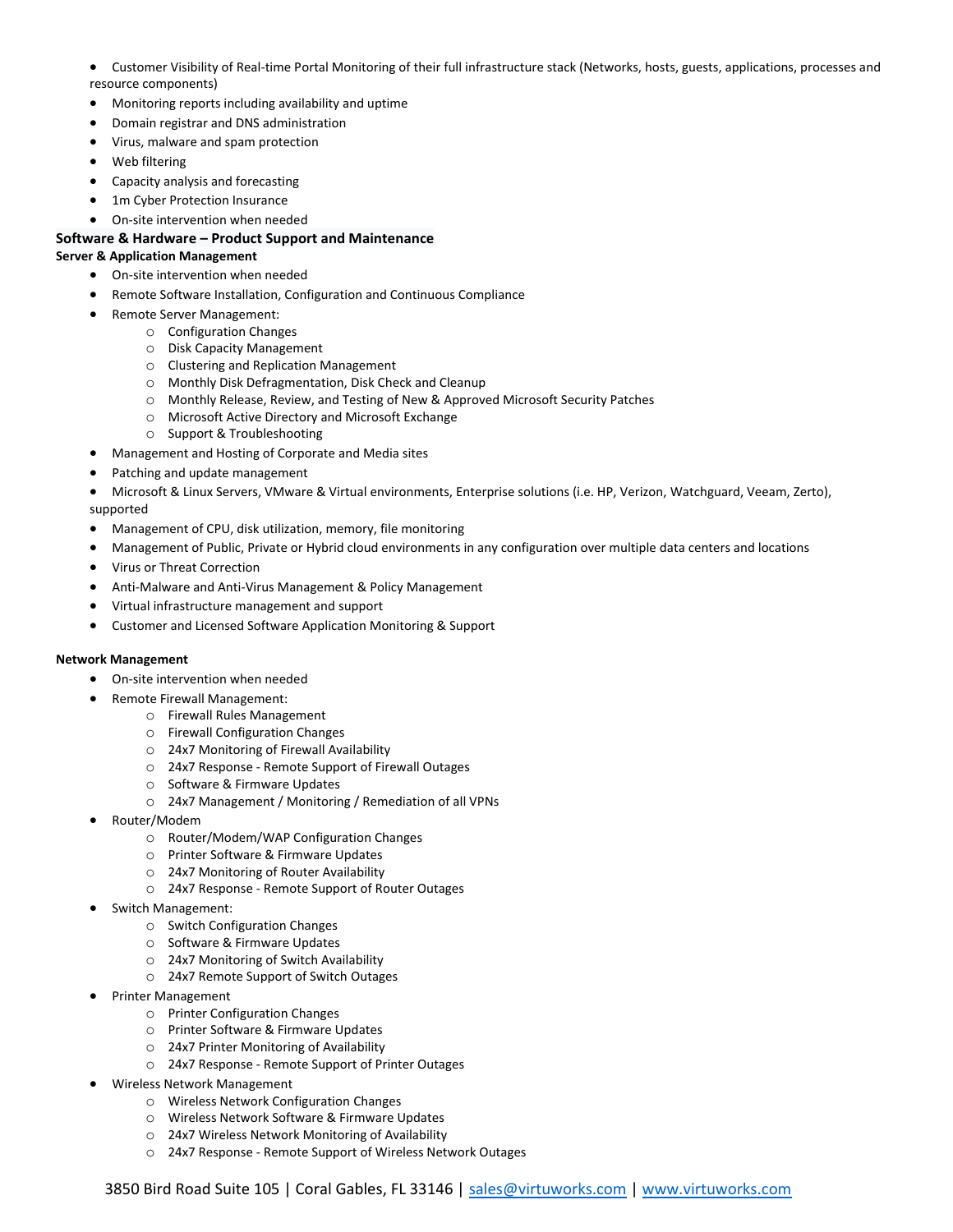- Customer Visibility of Real-time Portal Monitoring of their full infrastructure stack (Networks, hosts, guests, applications, processes and resource components)
- Monitoring reports including availability and uptime
- Domain registrar and DNS administration
- Virus, malware and spam protection
- Web filtering
- Capacity analysis and forecasting
- 1m Cyber Protection Insurance
- On-site intervention when needed

## Software & Hardware – Product Support and Maintenance

### Server & Application Management

- On-site intervention when needed
- Remote Software Installation, Configuration and Continuous Compliance
- Remote Server Management:
  - Configuration Changes
  - Disk Capacity Management
  - Clustering and Replication Management
  - Monthly Disk Defragmentation, Disk Check and Cleanup
  - Monthly Release, Review, and Testing of New & Approved Microsoft Security Patches
  - Microsoft Active Directory and Microsoft Exchange
  - Support & Troubleshooting
- Management and Hosting of Corporate and Media sites
- Patching and update management
- Microsoft & Linux Servers, VMware & Virtual environments, Enterprise solutions (i.e. HP, Verizon, Watchguard, Veeam, Zerto), supported
- Management of CPU, disk utilization, memory, file monitoring
- Management of Public, Private or Hybrid cloud environments in any configuration over multiple data centers and locations
- Virus or Threat Correction
- Anti-Malware and Anti-Virus Management & Policy Management
- Virtual infrastructure management and support
- Customer and Licensed Software Application Monitoring & Support

### Network Management

- On-site intervention when needed
- Remote Firewall Management:
  - Firewall Rules Management
  - Firewall Configuration Changes
  - 24x7 Monitoring of Firewall Availability
  - 24x7 Response - Remote Support of Firewall Outages
  - Software & Firmware Updates
  - 24x7 Management / Monitoring / Remediation of all VPNs
- Router/Modem
  - Router/Modem/WAP Configuration Changes
  - Printer Software & Firmware Updates
  - 24x7 Monitoring of Router Availability
  - 24x7 Response - Remote Support of Router Outages
- Switch Management:
  - Switch Configuration Changes
  - Software & Firmware Updates
  - 24x7 Monitoring of Switch Availability
  - 24x7 Remote Support of Switch Outages
- Printer Management
  - Printer Configuration Changes
  - Printer Software & Firmware Updates
  - 24x7 Printer Monitoring of Availability
  - 24x7 Response - Remote Support of Printer Outages
- Wireless Network Management
  - Wireless Network Configuration Changes
  - Wireless Network Software & Firmware Updates
  - 24x7 Wireless Network Monitoring of Availability
  - 24x7 Response - Remote Support of Wireless Network Outages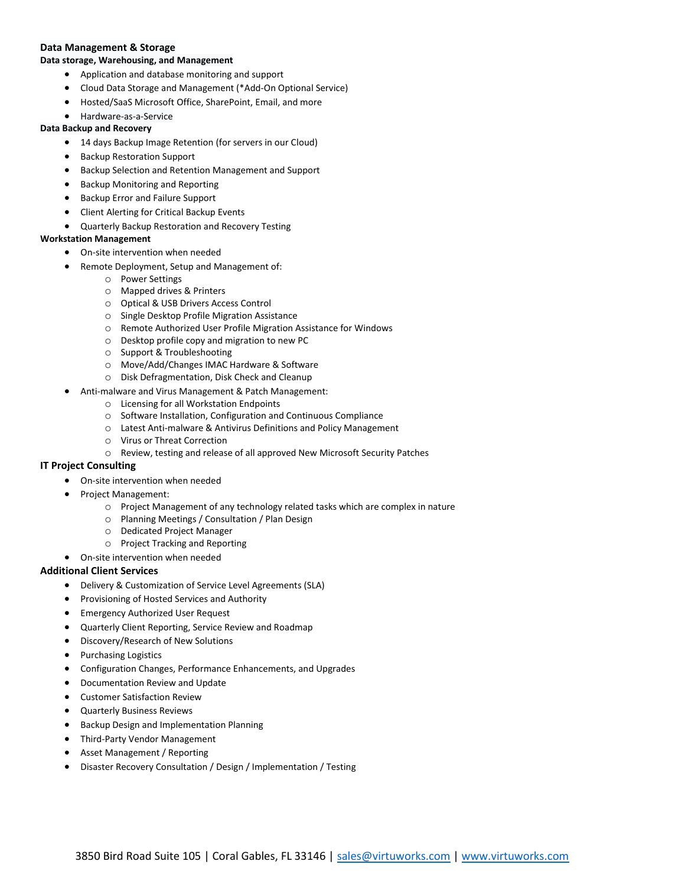## Data Management & Storage

### Data storage, Warehousing, and Management

- Application and database monitoring and support
- Cloud Data Storage and Management (*Add-On Optional Service)
- Hosted/SaaS Microsoft Office, SharePoint, Email, and more
- Hardware-as-a-Service

### Data Backup and Recovery

- 14 days Backup Image Retention (for servers in our Cloud)
- Backup Restoration Support
- Backup Selection and Retention Management and Support
- Backup Monitoring and Reporting
- Backup Error and Failure Support
- Client Alerting for Critical Backup Events
- Quarterly Backup Restoration and Recovery Testing

### Workstation Management

- On-site intervention when needed
- Remote Deployment, Setup and Management of:
  - Power Settings
  - Mapped drives & Printers
  - Optical & USB Drivers Access Control
  - Single Desktop Profile Migration Assistance
  - Remote Authorized User Profile Migration Assistance for Windows
  - Desktop profile copy and migration to new PC
  - Support & Troubleshooting
  - Move/Add/Changes IMAC Hardware & Software
  - Disk Defragmentation, Disk Check and Cleanup
- Anti-malware and Virus Management & Patch Management:
  - Licensing for all Workstation Endpoints
  - Software Installation, Configuration and Continuous Compliance
  - Latest Anti-malware & Antivirus Definitions and Policy Management
  - Virus or Threat Correction
  - Review, testing and release of all approved New Microsoft Security Patches

## IT Project Consulting

- On-site intervention when needed
- Project Management:
  - Project Management of any technology related tasks which are complex in nature
  - Planning Meetings / Consultation / Plan Design
  - Dedicated Project Manager
  - Project Tracking and Reporting
- On-site intervention when needed

## Additional Client Services

- Delivery & Customization of Service Level Agreements (SLA)
- Provisioning of Hosted Services and Authority
- Emergency Authorized User Request
- Quarterly Client Reporting, Service Review and Roadmap
- Discovery/Research of New Solutions
- Purchasing Logistics
- Configuration Changes, Performance Enhancements, and Upgrades
- Documentation Review and Update
- Customer Satisfaction Review
- Quarterly Business Reviews
- Backup Design and Implementation Planning
- Third-Party Vendor Management
- Asset Management / Reporting
- Disaster Recovery Consultation / Design / Implementation / Testing